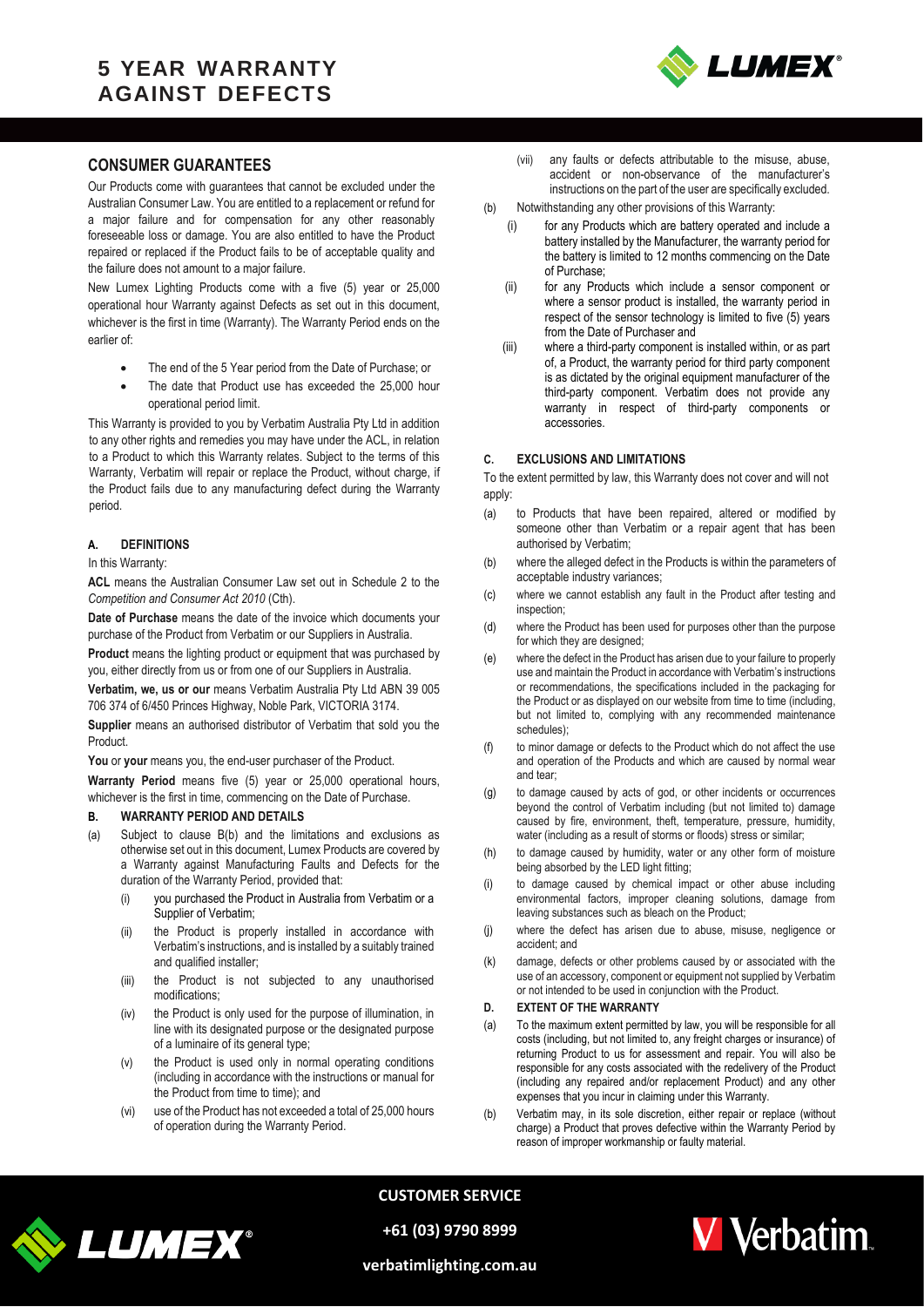# 5 YEAR WARRANTY AGAINST DEFECTS

## CONSUMER GUARANTEES

Our Products come with guarantees that cannot be excluded under the Australian Consumer Law. You are entitled to a replacement or refund for a major failure and for compensation for any other reasonably foreseeable loss or damage. You are also entitled to have the Product repaired or replaced if the Product fails to be of acceptable quality and the failure does not amount to a major failure.

New Lumex Lighting Products come with a five (5) year or 25,000 operational hour Warranty against Defects as set out in this document, whichever is the first in time (Warranty). The Warranty Period ends on the earlier of:

- The end of the 5 Year period from the Date of Purchase; or
- The date that Product use has exceeded the 25,000 hour operational period limit.

This Warranty is provided to you by Verbatim Australia Pty Ltd in addition to any other rights and remedies you may have under the ACL, in relation to a Product to which this Warranty relates. Subject to the terms of this Warranty, Verbatim will repair or replace the Product, without charge, if the Product fails due to any manufacturing defect during the Warranty period.

### A. DEFINITIONS

In this Warranty:

**ACL** means the Australian Consumer Law set out in Schedule 2 to the *Competition and Consumer Act 2010* (Cth).

**Date of Purchase** means the date of the invoice which documents your purchase of the Product from Verbatim or our Suppliers in Australia.

**Product** means the lighting product or equipment that was purchased by you, either directly from us or from one of our Suppliers in Australia.

**Verbatim, we, us or our** means Verbatim Australia Pty Ltd ABN 39 005 706 374 of 6/450 Princes Highway, Noble Park, VICTORIA 3174.

**Supplier** means an authorised distributor of Verbatim that sold you the Product.

**You** or **your** means you, the end-user purchaser of the Product.

**Warranty Period** means five (5) year or 25,000 operational hours, whichever is the first in time, commencing on the Date of Purchase.

### B. WARRANTY PERIOD AND DETAILS

(a) Subject to clause B(b) and the limitations and exclusions as otherwise set out in this document, Lumex Products are covered by a Warranty against Manufacturing Faults and Defects for the duration of the Warranty Period, provided that:

- (i) you purchased the Product in Australia from Verbatim or a Supplier of Verbatim;
- (ii) the Product is properly installed in accordance with Verbatim's instructions, and is installed by a suitably trained and qualified installer;
- (iii) the Product is not subjected to any unauthorised modifications;
- (iv) the Product is only used for the purpose of illumination, in line with its designated purpose or the designated purpose of a luminaire of its general type;
- (v) the Product is used only in normal operating conditions (including in accordance with the instructions or manual for the Product from time to time); and
- (vi) use of the Product has not exceeded a total of 25,000 hours of operation during the Warranty Period.
- (vii) any faults or defects attributable to the misuse, abuse, accident or non-observance of the manufacturer's instructions on the part of the user are specifically excluded.

(b) Notwithstanding any other provisions of this Warranty:

- (i) for any Products which are battery operated and include a battery installed by the Manufacturer, the warranty period for the battery is limited to 12 months commencing on the Date of Purchase;
- (ii) for any Products which include a sensor component or where a sensor product is installed, the warranty period in respect of the sensor technology is limited to five (5) years from the Date of Purchaser and
- (iii) where a third-party component is installed within, or as part of, a Product, the warranty period for third party component is as dictated by the original equipment manufacturer of the third-party component. Verbatim does not provide any warranty in respect of third-party components or accessories.

### C. EXCLUSIONS AND LIMITATIONS

To the extent permitted by law, this Warranty does not cover and will not apply:

- (a) to Products that have been repaired, altered or modified by someone other than Verbatim or a repair agent that has been authorised by Verbatim;
- (b) where the alleged defect in the Products is within the parameters of acceptable industry variances;
- (c) where we cannot establish any fault in the Product after testing and inspection;
- (d) where the Product has been used for purposes other than the purpose for which they are designed;
- (e) where the defect in the Product has arisen due to your failure to properly use and maintain the Product in accordance with Verbatim's instructions or recommendations, the specifications included in the packaging for the Product or as displayed on our website from time to time (including, but not limited to, complying with any recommended maintenance schedules);
- (f) to minor damage or defects to the Product which do not affect the use and operation of the Products and which are caused by normal wear and tear;
- (g) to damage caused by acts of god, or other incidents or occurrences beyond the control of Verbatim including (but not limited to) damage caused by fire, environment, theft, temperature, pressure, humidity, water (including as a result of storms or floods) stress or similar;
- (h) to damage caused by humidity, water or any other form of moisture being absorbed by the LED light fitting;
- (i) to damage caused by chemical impact or other abuse including environmental factors, improper cleaning solutions, damage from leaving substances such as bleach on the Product;
- (j) where the defect has arisen due to abuse, misuse, negligence or accident; and
- (k) damage, defects or other problems caused by or associated with the use of an accessory, component or equipment not supplied by Verbatim or not intended to be used in conjunction with the Product.

### D. EXTENT OF THE WARRANTY

(a) To the maximum extent permitted by law, you will be responsible for all costs (including, but not limited to, any freight charges or insurance) of returning Product to us for assessment and repair. You will also be responsible for any costs associated with the redelivery of the Product (including any repaired and/or replacement Product) and any other expenses that you incur in claiming under this Warranty.

(b) Verbatim may, in its sole discretion, either repair or replace (without charge) a Product that proves defective within the Warranty Period by reason of improper workmanship or faulty material.

**CUSTOMER SERVICE**

**+61 (03) 9790 8999**

**verbatimlighting.com.au**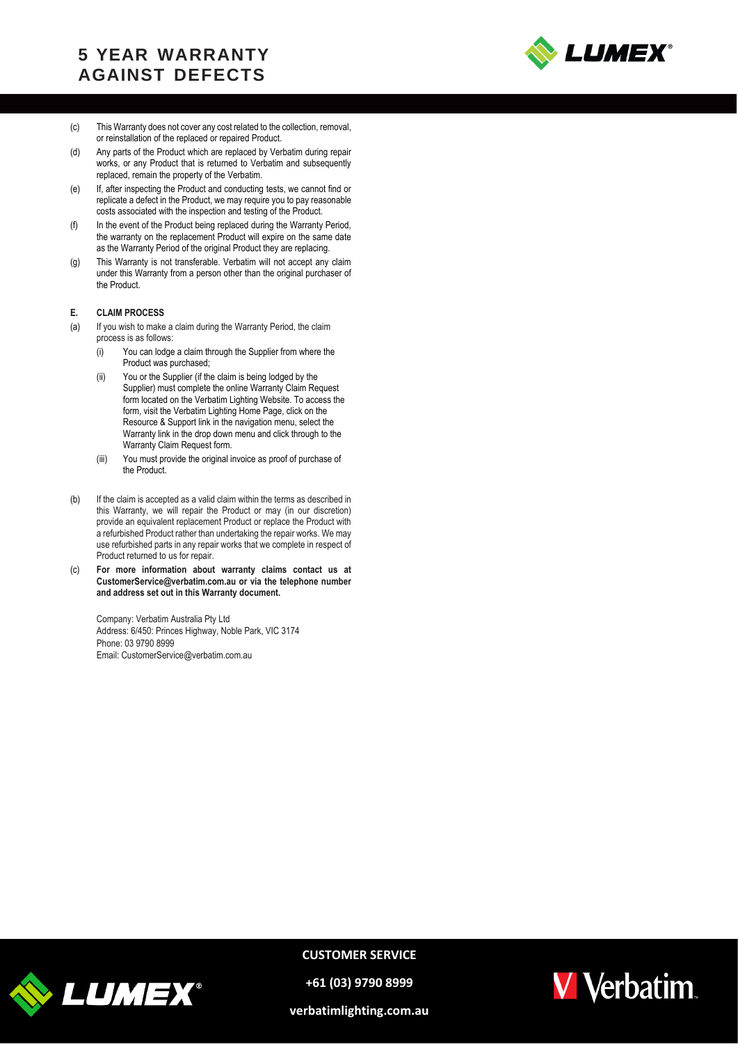(c) This Warranty does not cover any cost related to the collection, removal, or reinstallation of the replaced or repaired Product.

(d) Any parts of the Product which are replaced by Verbatim during repair works, or any Product that is returned to Verbatim and subsequently replaced, remain the property of the Verbatim.

(e) If, after inspecting the Product and conducting tests, we cannot find or replicate a defect in the Product, we may require you to pay reasonable costs associated with the inspection and testing of the Product.

(f) In the event of the Product being replaced during the Warranty Period, the warranty on the replacement Product will expire on the same date as the Warranty Period of the original Product they are replacing.

(g) This Warranty is not transferable. Verbatim will not accept any claim under this Warranty from a person other than the original purchaser of the Product.

**E. CLAIM PROCESS**

(a) If you wish to make a claim during the Warranty Period, the claim process is as follows:

  (i) You can lodge a claim through the Supplier from where the Product was purchased;

  (ii) You or the Supplier (if the claim is being lodged by the Supplier) must complete the online Warranty Claim Request form located on the Verbatim Lighting Website. To access the form, visit the Verbatim Lighting Home Page, click on the Resource & Support link in the navigation menu, select the Warranty link in the drop down menu and click through to the Warranty Claim Request form.

  (iii) You must provide the original invoice as proof of purchase of the Product.

(b) If the claim is accepted as a valid claim within the terms as described in this Warranty, we will repair the Product or may (in our discretion) provide an equivalent replacement Product or replace the Product with a refurbished Product rather than undertaking the repair works. We may use refurbished parts in any repair works that we complete in respect of Product returned to us for repair.

(c) **For more information about warranty claims contact us at CustomerService@verbatim.com.au or via the telephone number and address set out in this Warranty document.**

Company: Verbatim Australia Pty Ltd
Address: 6/450: Princes Highway, Noble Park, VIC 3174
Phone: 03 9790 8999
Email: CustomerService@verbatim.com.au